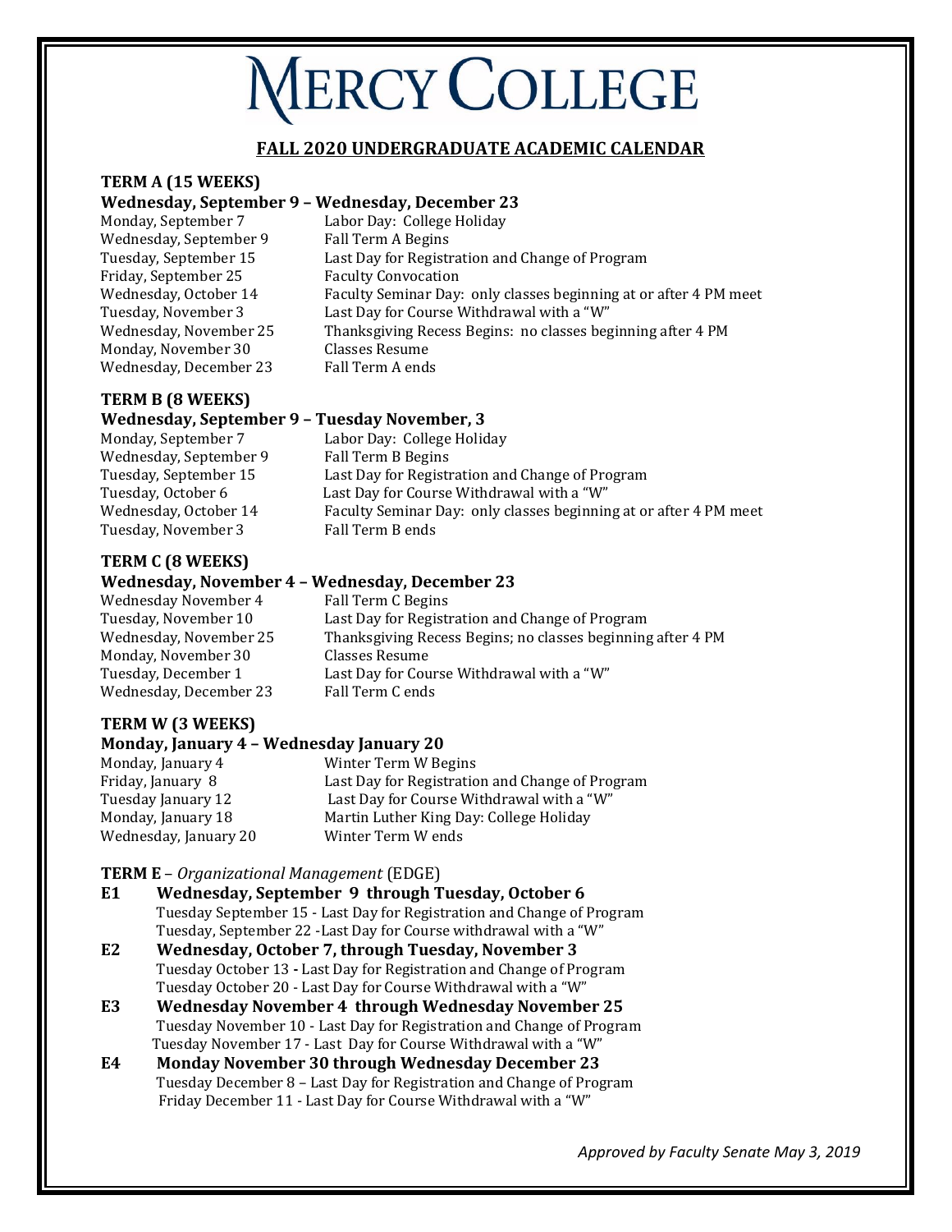# MERCY COLLEGE

## FALL 2020 UNDERGRADUATE ACADEMIC CALENDAR

### TERM A (15 WEEKS)

**Wednesday, September 9 – Wednesday, December 23**

| | |
|---|---|
| Monday, September 7 | Labor Day: College Holiday |
| Wednesday, September 9 | Fall Term A Begins |
| Tuesday, September 15 | Last Day for Registration and Change of Program |
| Friday, September 25 | Faculty Convocation |
| Wednesday, October 14 | Faculty Seminar Day: only classes beginning at or after 4 PM meet |
| Tuesday, November 3 | Last Day for Course Withdrawal with a "W" |
| Wednesday, November 25 | Thanksgiving Recess Begins: no classes beginning after 4 PM |
| Monday, November 30 | Classes Resume |
| Wednesday, December 23 | Fall Term A ends |

### TERM B (8 WEEKS)

**Wednesday, September 9 – Tuesday November, 3**

| | |
|---|---|
| Monday, September 7 | Labor Day: College Holiday |
| Wednesday, September 9 | Fall Term B Begins |
| Tuesday, September 15 | Last Day for Registration and Change of Program |
| Tuesday, October 6 | Last Day for Course Withdrawal with a "W" |
| Wednesday, October 14 | Faculty Seminar Day: only classes beginning at or after 4 PM meet |
| Tuesday, November 3 | Fall Term B ends |

### TERM C (8 WEEKS)

**Wednesday, November 4 – Wednesday, December 23**

| | |
|---|---|
| Wednesday November 4 | Fall Term C Begins |
| Tuesday, November 10 | Last Day for Registration and Change of Program |
| Wednesday, November 25 | Thanksgiving Recess Begins; no classes beginning after 4 PM |
| Monday, November 30 | Classes Resume |
| Tuesday, December 1 | Last Day for Course Withdrawal with a "W" |
| Wednesday, December 23 | Fall Term C ends |

### TERM W (3 WEEKS)

**Monday, January 4 – Wednesday January 20**

| | |
|---|---|
| Monday, January 4 | Winter Term W Begins |
| Friday, January 8 | Last Day for Registration and Change of Program |
| Tuesday January 12 | Last Day for Course Withdrawal with a "W" |
| Monday, January 18 | Martin Luther King Day: College Holiday |
| Wednesday, January 20 | Winter Term W ends |

### TERM E – *Organizational Management* (EDGE)

**E1 Wednesday, September 9 through Tuesday, October 6**
- Tuesday September 15 - Last Day for Registration and Change of Program
- Tuesday, September 22 -Last Day for Course withdrawal with a "W"

**E2 Wednesday, October 7, through Tuesday, November 3**
- Tuesday October 13 - Last Day for Registration and Change of Program
- Tuesday October 20 - Last Day for Course Withdrawal with a "W"

**E3 Wednesday November 4 through Wednesday November 25**
- Tuesday November 10 - Last Day for Registration and Change of Program
- Tuesday November 17 - Last Day for Course Withdrawal with a "W"

**E4 Monday November 30 through Wednesday December 23**
- Tuesday December 8 – Last Day for Registration and Change of Program
- Friday December 11 - Last Day for Course Withdrawal with a "W"

*Approved by Faculty Senate May 3, 2019*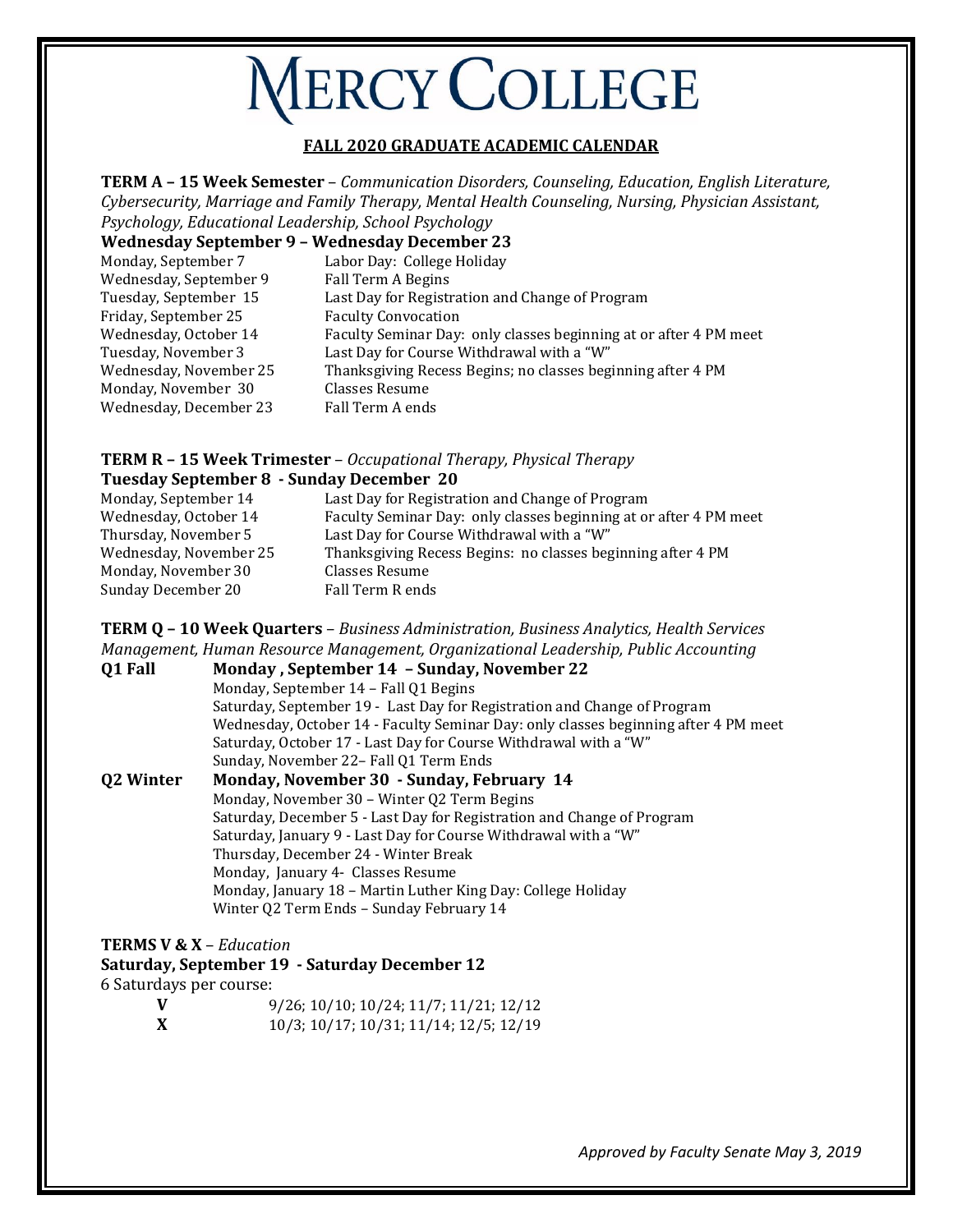# MERCY COLLEGE

## FALL 2020 GRADUATE ACADEMIC CALENDAR

**TERM A – 15 Week Semester** – *Communication Disorders, Counseling, Education, English Literature, Cybersecurity, Marriage and Family Therapy, Mental Health Counseling, Nursing, Physician Assistant, Psychology, Educational Leadership, School Psychology*

**Wednesday September 9 – Wednesday December 23**

| | |
|---|---|
| Monday, September 7 | Labor Day: College Holiday |
| Wednesday, September 9 | Fall Term A Begins |
| Tuesday, September 15 | Last Day for Registration and Change of Program |
| Friday, September 25 | Faculty Convocation |
| Wednesday, October 14 | Faculty Seminar Day: only classes beginning at or after 4 PM meet |
| Tuesday, November 3 | Last Day for Course Withdrawal with a "W" |
| Wednesday, November 25 | Thanksgiving Recess Begins; no classes beginning after 4 PM |
| Monday, November 30 | Classes Resume |
| Wednesday, December 23 | Fall Term A ends |

**TERM R – 15 Week Trimester** – *Occupational Therapy, Physical Therapy*

**Tuesday September 8 - Sunday December 20**

| | |
|---|---|
| Monday, September 14 | Last Day for Registration and Change of Program |
| Wednesday, October 14 | Faculty Seminar Day: only classes beginning at or after 4 PM meet |
| Thursday, November 5 | Last Day for Course Withdrawal with a "W" |
| Wednesday, November 25 | Thanksgiving Recess Begins: no classes beginning after 4 PM |
| Monday, November 30 | Classes Resume |
| Sunday December 20 | Fall Term R ends |

**TERM Q – 10 Week Quarters** – *Business Administration, Business Analytics, Health Services Management, Human Resource Management, Organizational Leadership, Public Accounting*

**Q1 Fall — Monday , September 14 – Sunday, November 22**

Monday, September 14 – Fall Q1 Begins
Saturday, September 19 - Last Day for Registration and Change of Program
Wednesday, October 14 - Faculty Seminar Day: only classes beginning after 4 PM meet
Saturday, October 17 - Last Day for Course Withdrawal with a "W"
Sunday, November 22– Fall Q1 Term Ends

**Q2 Winter — Monday, November 30 - Sunday, February 14**

Monday, November 30 – Winter Q2 Term Begins
Saturday, December 5 - Last Day for Registration and Change of Program
Saturday, January 9 - Last Day for Course Withdrawal with a "W"
Thursday, December 24 - Winter Break
Monday, January 4- Classes Resume
Monday, January 18 – Martin Luther King Day: College Holiday
Winter Q2 Term Ends – Sunday February 14

**TERMS V & X** – *Education*

**Saturday, September 19 - Saturday December 12**

6 Saturdays per course:

| | |
|---|---|
| **V** | 9/26; 10/10; 10/24; 11/7; 11/21; 12/12 |
| **X** | 10/3; 10/17; 10/31; 11/14; 12/5; 12/19 |

*Approved by Faculty Senate May 3, 2019*